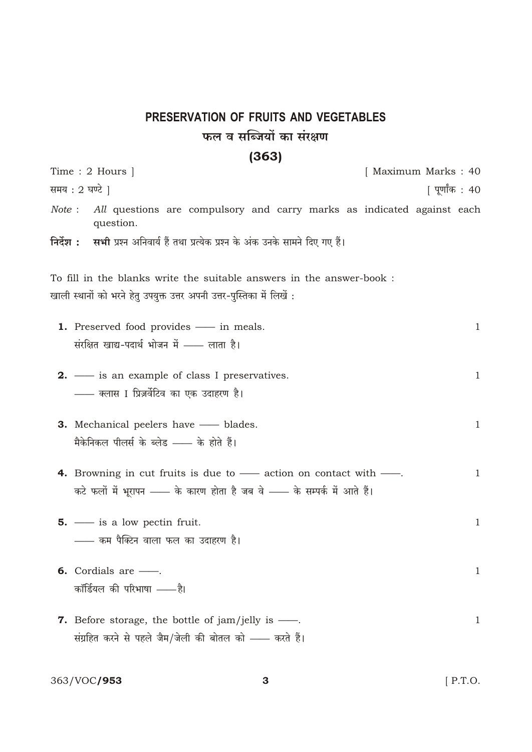# PRESERVATION OF FRUITS AND VEGETABLES

## फल व सब्जियों का संरक्षण

## (363)

Time : 2 Hours ] [ Maximum Marks : 40

समय : 2 घण्टे ] [ पूर्णांक : 40

*Note* : *All* questions are compulsory and carry marks as indicated against each question.

**निर्देश : सभी** प्रश्न अनिवार्य हैं तथा प्रत्येक प्रश्न के अंक उनके सामने दिए गए हैं।

To fill in the blanks write the suitable answers in the answer-book :

खाली स्थानों को भरने हेतु उपयुक्त उत्तर अपनी उत्तर-पुस्तिका में लिखें :

**1.** Preserved food provides —— in meals. 1

संरक्षित खाद्य-पदार्थ भोजन में —— लाता है।

**2.** —— is an example of class I preservatives. 1

—— क्लास I प्रिज़र्वेटिव का एक उदाहरण है।

**3.** Mechanical peelers have —— blades. 1

मैकेनिकल पीलर्स के ब्लेड —— के होते हैं।

**4.** Browning in cut fruits is due to —— action on contact with ——. 1

कटे फलों में भूरापन —— के कारण होता है जब वे —— के सम्पर्क में आते हैं।

**5.** —— is a low pectin fruit. 1

—— कम पैक्टिन वाला फल का उदाहरण है।

**6.** Cordials are ——. 1

कॉर्डियल की परिभाषा ——है।

**7.** Before storage, the bottle of jam/jelly is ——. 1

संग्रहित करने से पहले जैम/जेली की बोतल को —— करते हैं।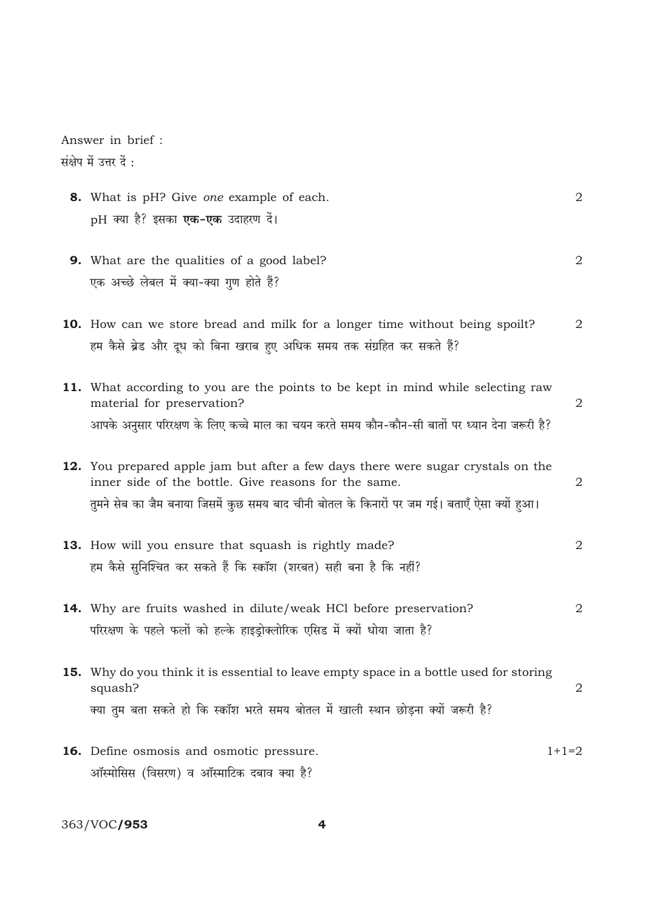Answer in brief :

संक्षेप में उत्तर दें :

**8.** What is pH? Give *one* example of each. 2

pH क्या है? इसका **एक-एक** उदाहरण दें।

**9.** What are the qualities of a good label? 2

एक अच्छे लेबल में क्या-क्या गुण होते हैं?

**10.** How can we store bread and milk for a longer time without being spoilt? 2

हम कैसे ब्रेड और दूध को बिना खराब हुए अधिक समय तक संग्रहित कर सकते हैं?

**11.** What according to you are the points to be kept in mind while selecting raw material for preservation? 2

आपके अनुसार परिरक्षण के लिए कच्चे माल का चयन करते समय कौन-कौन-सी बातों पर ध्यान देना जरूरी है?

**12.** You prepared apple jam but after a few days there were sugar crystals on the inner side of the bottle. Give reasons for the same. 2

तुमने सेब का जैम बनाया जिसमें कुछ समय बाद चीनी बोतल के किनारों पर जम गई। बताएँ ऐसा क्यों हुआ।

**13.** How will you ensure that squash is rightly made? 2

हम कैसे सुनिश्चित कर सकते हैं कि स्कॉश (शरबत) सही बना है कि नहीं?

**14.** Why are fruits washed in dilute/weak HCl before preservation? 2

परिरक्षण के पहले फलों को हल्के हाइड्रोक्लोरिक एसिड में क्यों धोया जाता है?

**15.** Why do you think it is essential to leave empty space in a bottle used for storing squash? 2

क्या तुम बता सकते हो कि स्कॉश भरते समय बोतल में खाली स्थान छोड़ना क्यों जरूरी है?

**16.** Define osmosis and osmotic pressure. 1+1=2

ऑस्मोसिस (विसरण) व ऑस्माटिक दबाव क्या है?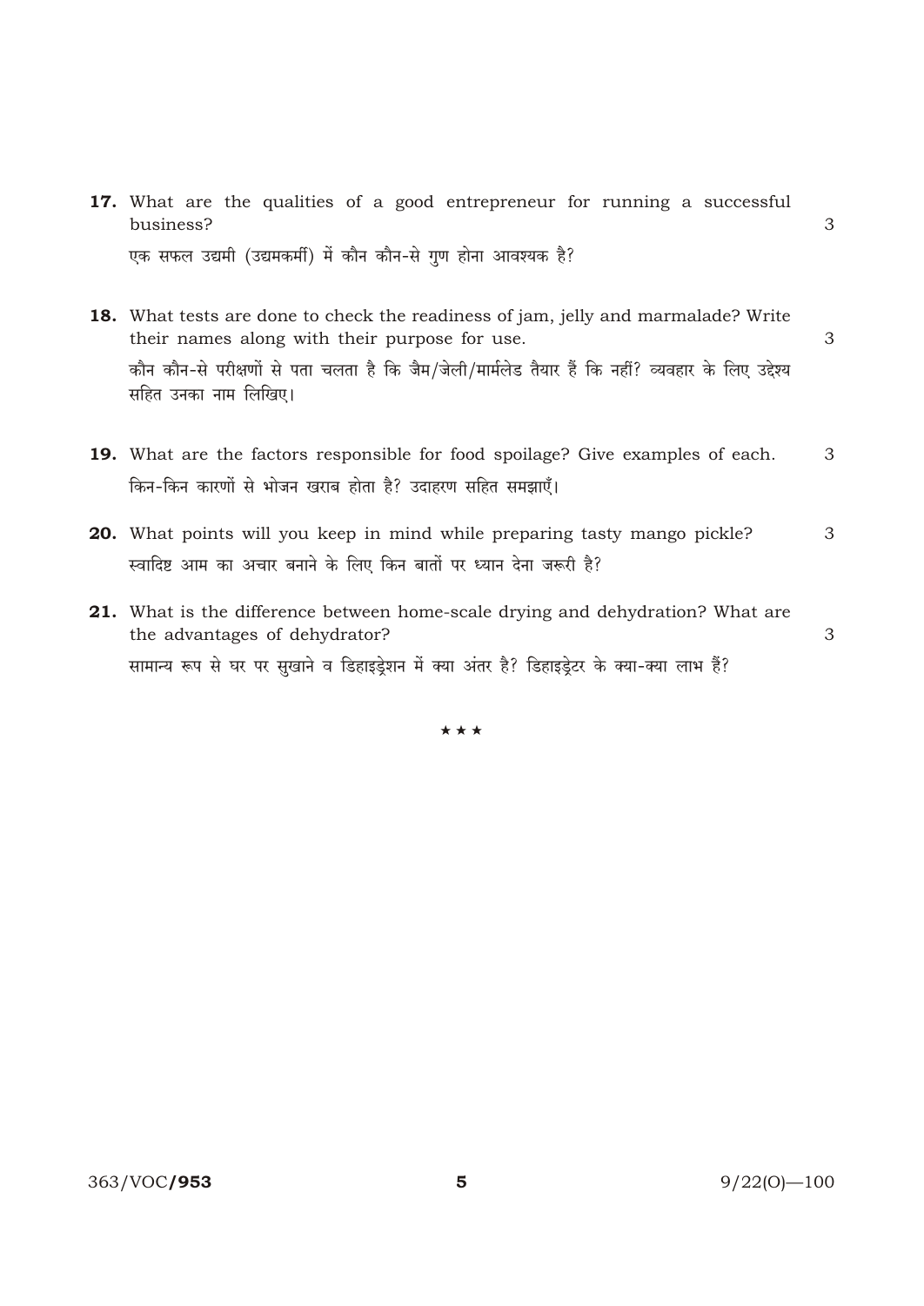**17.** What are the qualities of a good entrepreneur for running a successful business? 3

एक सफल उद्यमी (उद्यमकर्मी) में कौन कौन-से गुण होना आवश्यक है?

**18.** What tests are done to check the readiness of jam, jelly and marmalade? Write their names along with their purpose for use. 3

कौन कौन-से परीक्षणों से पता चलता है कि जैम/जेली/मार्मलेड तैयार हैं कि नहीं? व्यवहार के लिए उद्देश्य सहित उनका नाम लिखिए।

**19.** What are the factors responsible for food spoilage? Give examples of each. 3

किन-किन कारणों से भोजन खराब होता है? उदाहरण सहित समझाएँ।

**20.** What points will you keep in mind while preparing tasty mango pickle? 3

स्वादिष्ट आम का अचार बनाने के लिए किन बातों पर ध्यान देना जरूरी है?

**21.** What is the difference between home-scale drying and dehydration? What are the advantages of dehydrator? 3

सामान्य रूप से घर पर सुखाने व डिहाइड्रेशन में क्या अंतर है? डिहाइड्रेटर के क्या-क्या लाभ हैं?

★ ★ ★